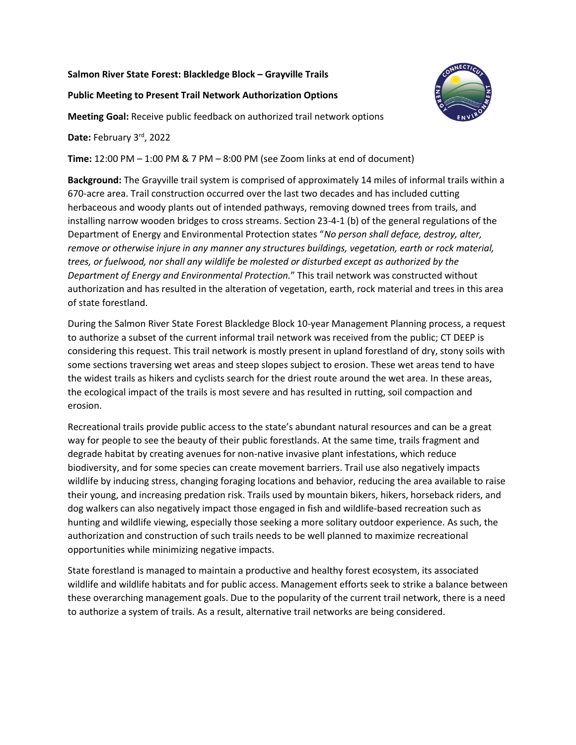**Salmon River State Forest: Blackledge Block – Grayville Trails**

**Public Meeting to Present Trail Network Authorization Options**

**Meeting Goal:** Receive public feedback on authorized trail network options

**Date:** February 3rd, 2022

**Time:** 12:00 PM – 1:00 PM & 7 PM – 8:00 PM (see Zoom links at end of document)

**Background:** The Grayville trail system is comprised of approximately 14 miles of informal trails within a 670-acre area. Trail construction occurred over the last two decades and has included cutting herbaceous and woody plants out of intended pathways, removing downed trees from trails, and installing narrow wooden bridges to cross streams. Section 23-4-1 (b) of the general regulations of the Department of Energy and Environmental Protection states "*No person shall deface, destroy, alter, remove or otherwise injure in any manner any structures buildings, vegetation, earth or rock material, trees, or fuelwood, nor shall any wildlife be molested or disturbed except as authorized by the Department of Energy and Environmental Protection.*" This trail network was constructed without authorization and has resulted in the alteration of vegetation, earth, rock material and trees in this area of state forestland.

During the Salmon River State Forest Blackledge Block 10-year Management Planning process, a request to authorize a subset of the current informal trail network was received from the public; CT DEEP is considering this request. This trail network is mostly present in upland forestland of dry, stony soils with some sections traversing wet areas and steep slopes subject to erosion. These wet areas tend to have the widest trails as hikers and cyclists search for the driest route around the wet area. In these areas, the ecological impact of the trails is most severe and has resulted in rutting, soil compaction and erosion.

Recreational trails provide public access to the state's abundant natural resources and can be a great way for people to see the beauty of their public forestlands. At the same time, trails fragment and degrade habitat by creating avenues for non-native invasive plant infestations, which reduce biodiversity, and for some species can create movement barriers. Trail use also negatively impacts wildlife by inducing stress, changing foraging locations and behavior, reducing the area available to raise their young, and increasing predation risk. Trails used by mountain bikers, hikers, horseback riders, and dog walkers can also negatively impact those engaged in fish and wildlife-based recreation such as hunting and wildlife viewing, especially those seeking a more solitary outdoor experience. As such, the authorization and construction of such trails needs to be well planned to maximize recreational opportunities while minimizing negative impacts.

State forestland is managed to maintain a productive and healthy forest ecosystem, its associated wildlife and wildlife habitats and for public access. Management efforts seek to strike a balance between these overarching management goals. Due to the popularity of the current trail network, there is a need to authorize a system of trails. As a result, alternative trail networks are being considered.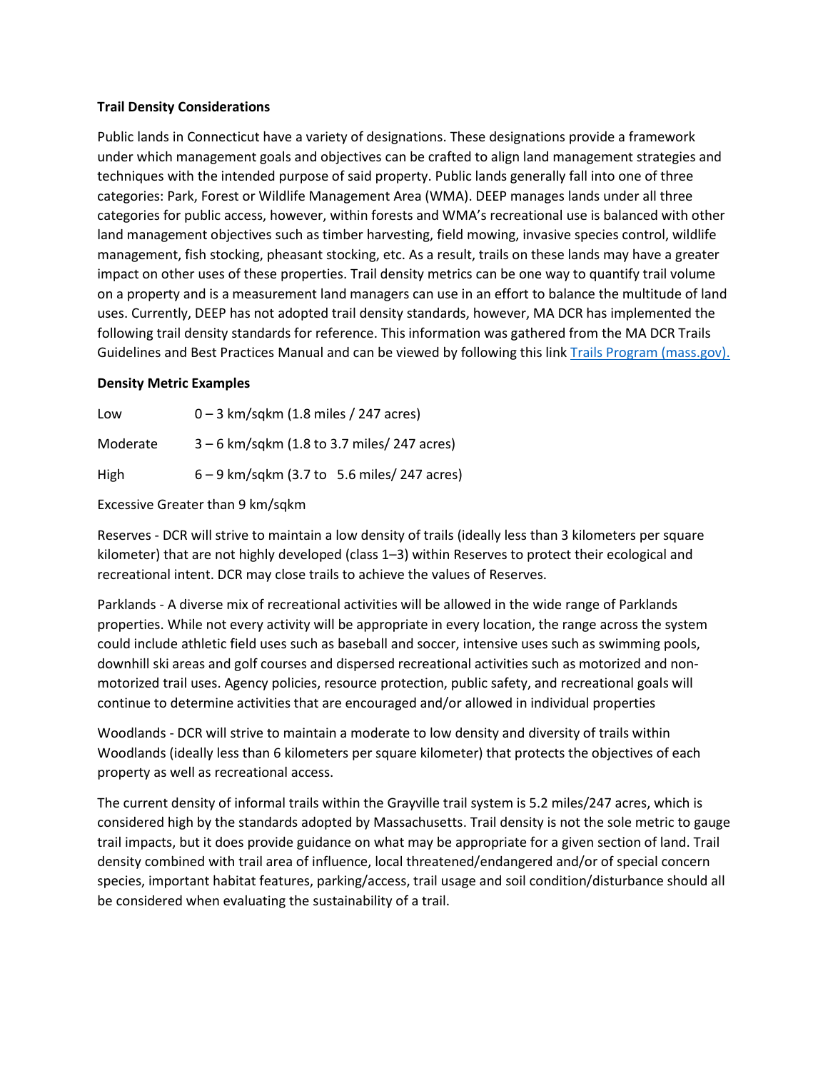**Trail Density Considerations**

Public lands in Connecticut have a variety of designations. These designations provide a framework under which management goals and objectives can be crafted to align land management strategies and techniques with the intended purpose of said property. Public lands generally fall into one of three categories: Park, Forest or Wildlife Management Area (WMA). DEEP manages lands under all three categories for public access, however, within forests and WMA's recreational use is balanced with other land management objectives such as timber harvesting, field mowing, invasive species control, wildlife management, fish stocking, pheasant stocking, etc. As a result, trails on these lands may have a greater impact on other uses of these properties. Trail density metrics can be one way to quantify trail volume on a property and is a measurement land managers can use in an effort to balance the multitude of land uses. Currently, DEEP has not adopted trail density standards, however, MA DCR has implemented the following trail density standards for reference. This information was gathered from the MA DCR Trails Guidelines and Best Practices Manual and can be viewed by following this link [Trails Program (mass.gov).](Trails Program (mass.gov))

**Density Metric Examples**

| | |
|---|---|
| Low | 0 – 3 km/sqkm (1.8 miles / 247 acres) |
| Moderate | 3 – 6 km/sqkm (1.8 to 3.7 miles/ 247 acres) |
| High | 6 – 9 km/sqkm (3.7 to 5.6 miles/ 247 acres) |

Excessive Greater than 9 km/sqkm

Reserves - DCR will strive to maintain a low density of trails (ideally less than 3 kilometers per square kilometer) that are not highly developed (class 1–3) within Reserves to protect their ecological and recreational intent. DCR may close trails to achieve the values of Reserves.

Parklands - A diverse mix of recreational activities will be allowed in the wide range of Parklands properties. While not every activity will be appropriate in every location, the range across the system could include athletic field uses such as baseball and soccer, intensive uses such as swimming pools, downhill ski areas and golf courses and dispersed recreational activities such as motorized and non-motorized trail uses. Agency policies, resource protection, public safety, and recreational goals will continue to determine activities that are encouraged and/or allowed in individual properties

Woodlands - DCR will strive to maintain a moderate to low density and diversity of trails within Woodlands (ideally less than 6 kilometers per square kilometer) that protects the objectives of each property as well as recreational access.

The current density of informal trails within the Grayville trail system is 5.2 miles/247 acres, which is considered high by the standards adopted by Massachusetts. Trail density is not the sole metric to gauge trail impacts, but it does provide guidance on what may be appropriate for a given section of land. Trail density combined with trail area of influence, local threatened/endangered and/or of special concern species, important habitat features, parking/access, trail usage and soil condition/disturbance should all be considered when evaluating the sustainability of a trail.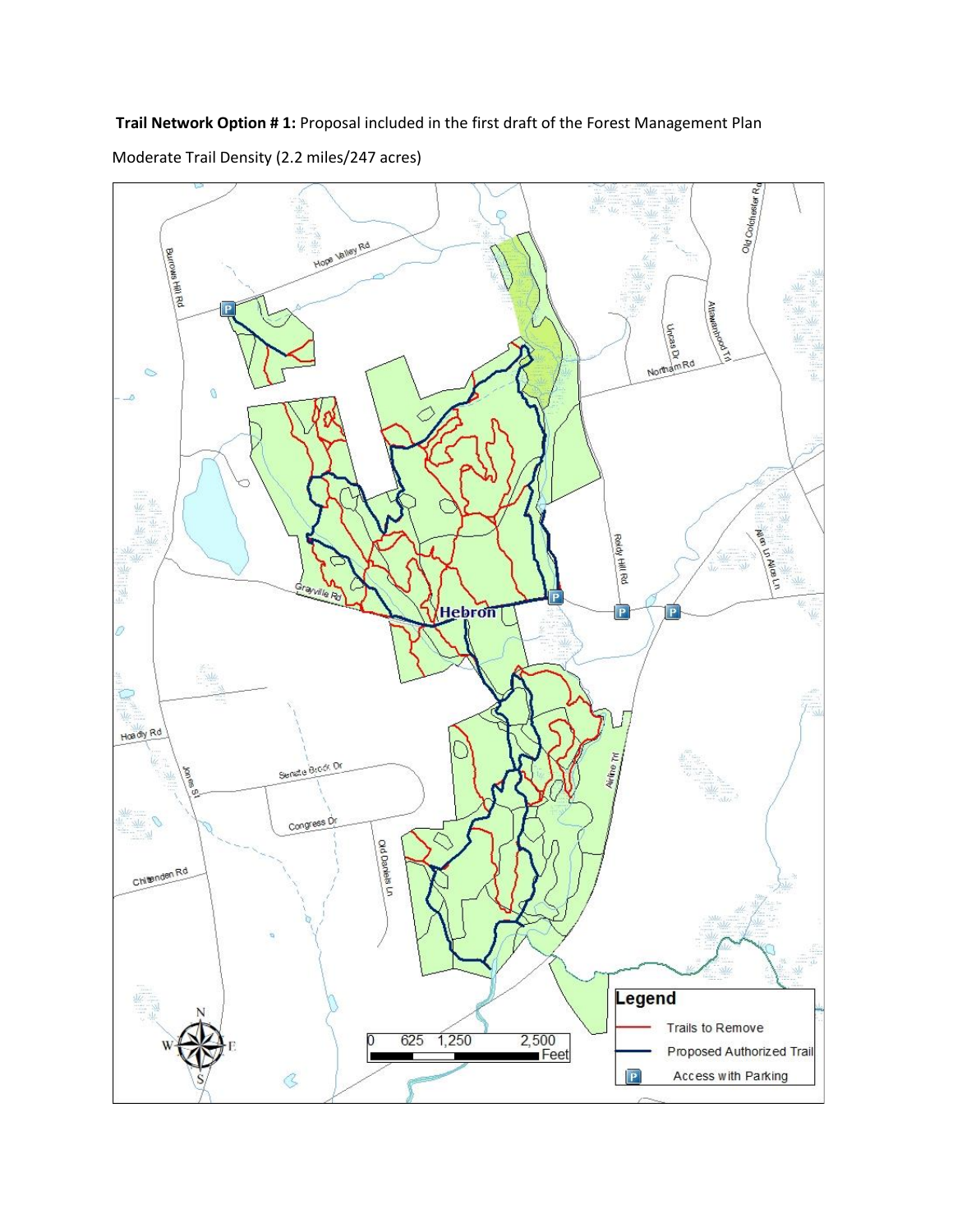**Trail Network Option # 1:** Proposal included in the first draft of the Forest Management Plan

Moderate Trail Density (2.2 miles/247 acres)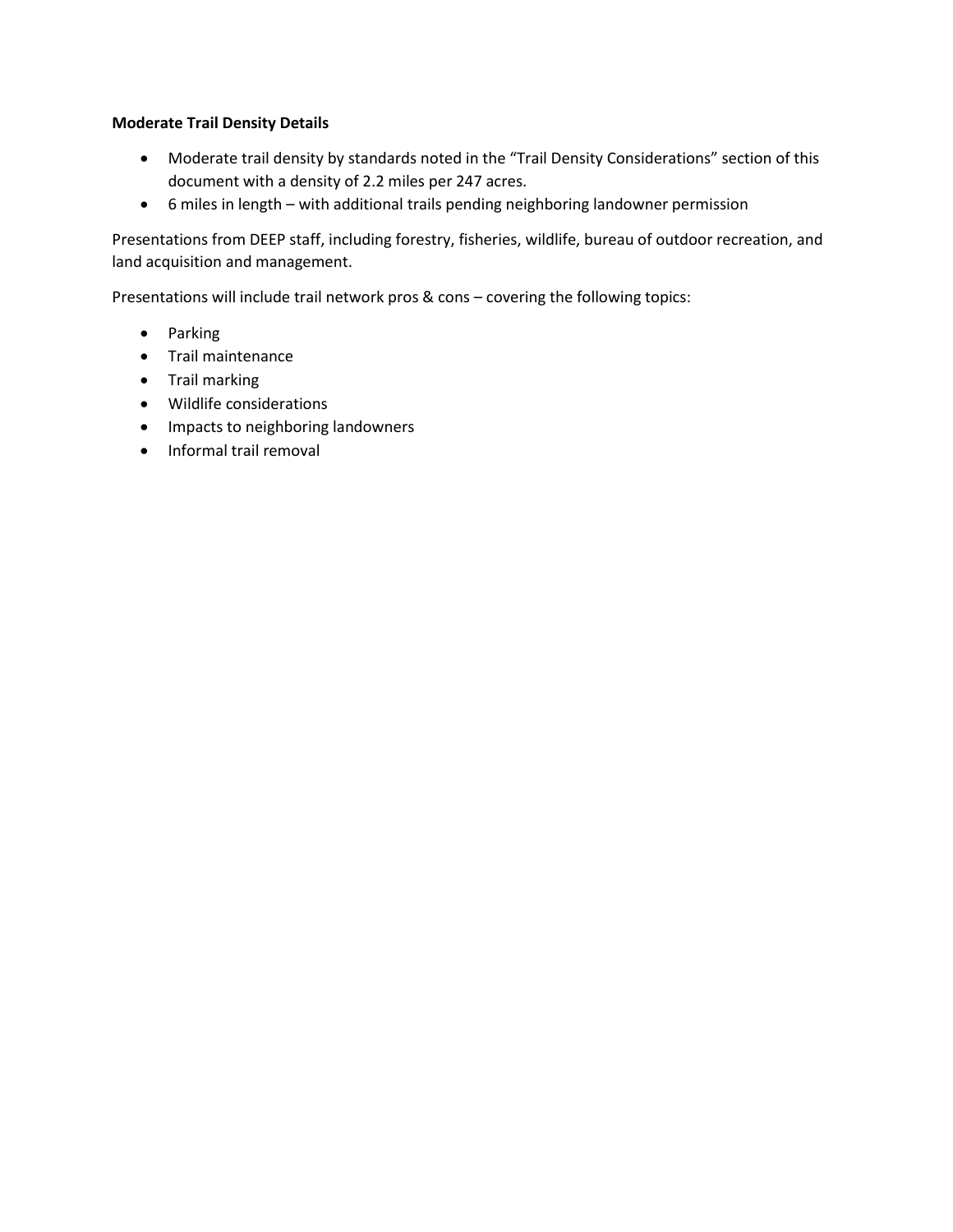**Moderate Trail Density Details**

- Moderate trail density by standards noted in the "Trail Density Considerations" section of this document with a density of 2.2 miles per 247 acres.
- 6 miles in length – with additional trails pending neighboring landowner permission

Presentations from DEEP staff, including forestry, fisheries, wildlife, bureau of outdoor recreation, and land acquisition and management.

Presentations will include trail network pros & cons – covering the following topics:

- Parking
- Trail maintenance
- Trail marking
- Wildlife considerations
- Impacts to neighboring landowners
- Informal trail removal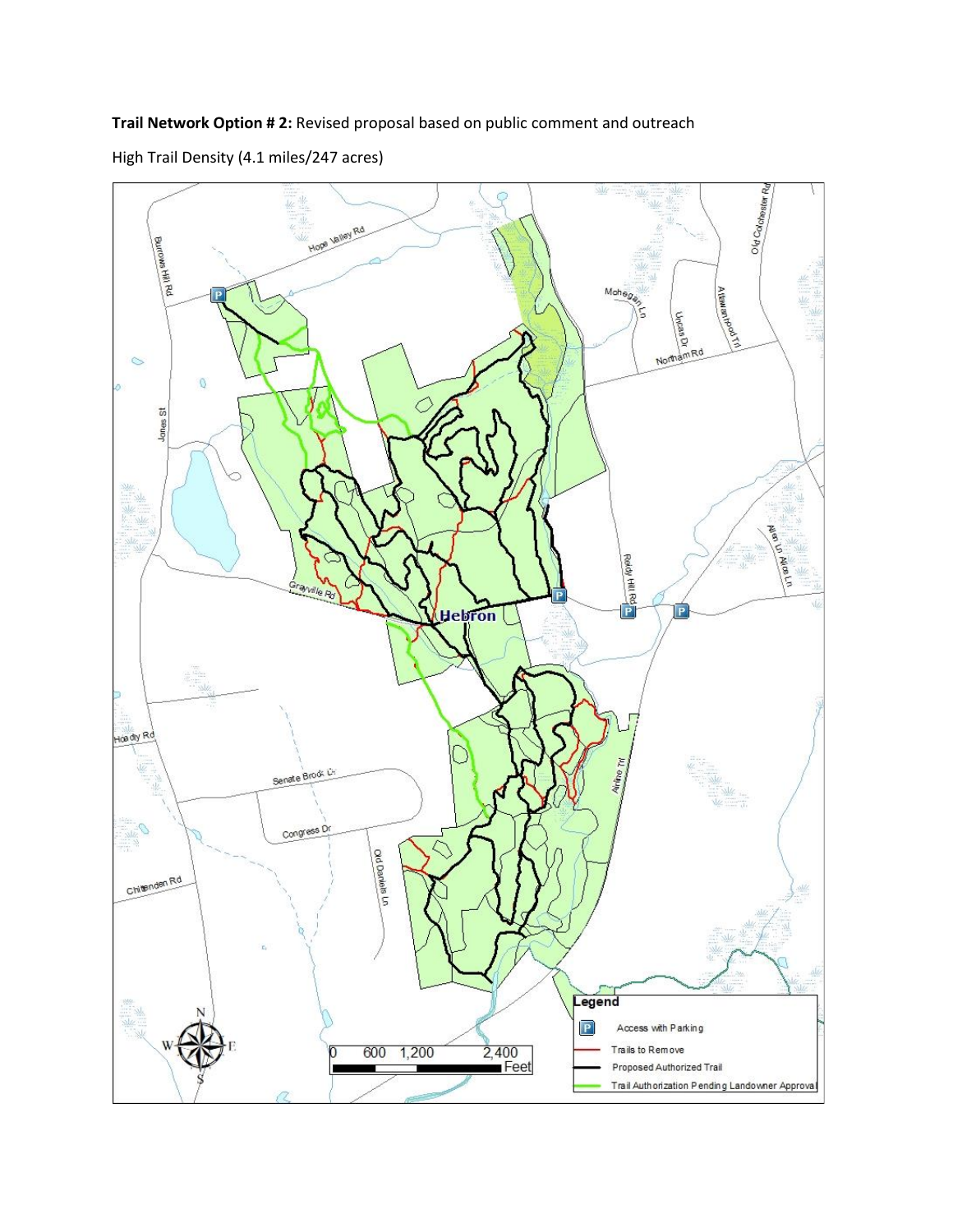**Trail Network Option # 2:** Revised proposal based on public comment and outreach

High Trail Density (4.1 miles/247 acres)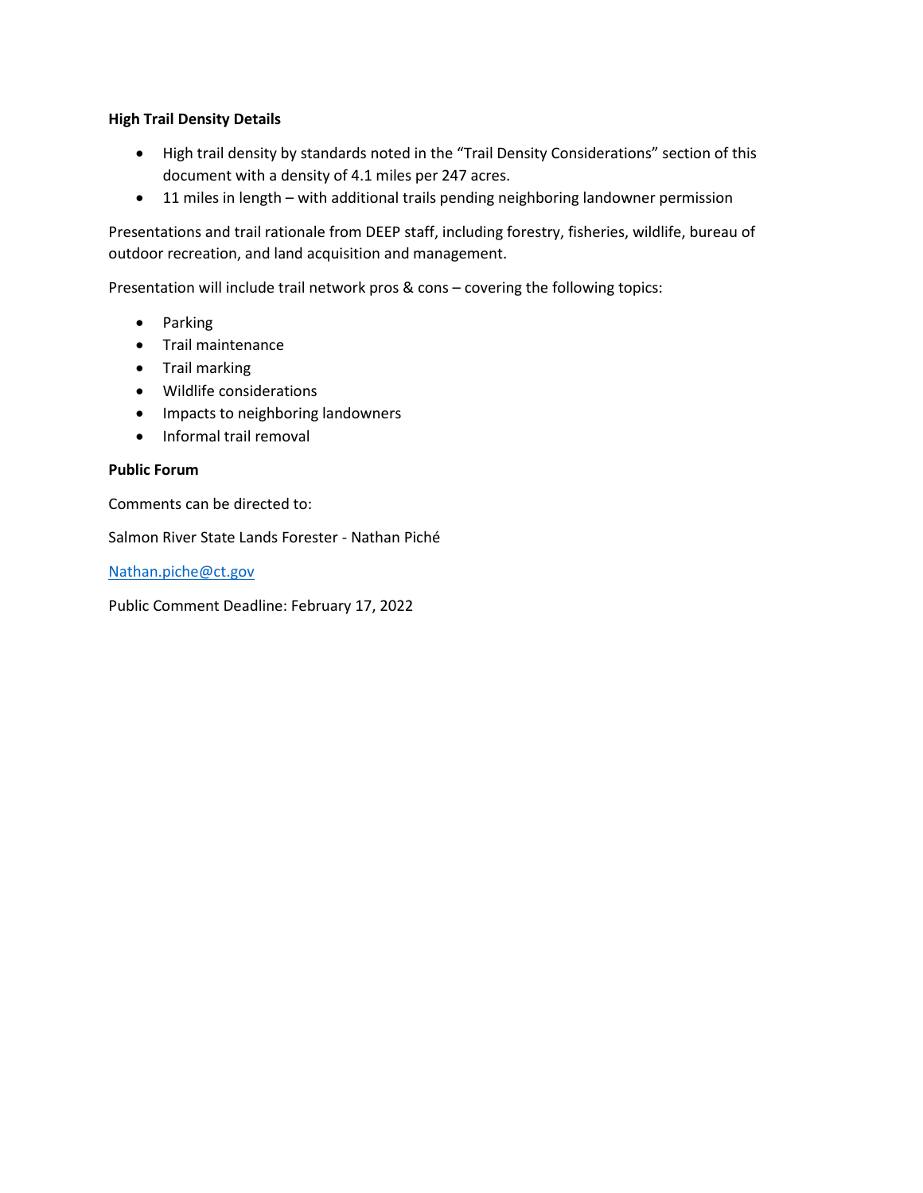**High Trail Density Details**

- High trail density by standards noted in the "Trail Density Considerations" section of this document with a density of 4.1 miles per 247 acres.
- 11 miles in length – with additional trails pending neighboring landowner permission

Presentations and trail rationale from DEEP staff, including forestry, fisheries, wildlife, bureau of outdoor recreation, and land acquisition and management.

Presentation will include trail network pros & cons – covering the following topics:

- Parking
- Trail maintenance
- Trail marking
- Wildlife considerations
- Impacts to neighboring landowners
- Informal trail removal

**Public Forum**

Comments can be directed to:

Salmon River State Lands Forester - Nathan Piché

[Nathan.piche@ct.gov](mailto:Nathan.piche@ct.gov)

Public Comment Deadline: February 17, 2022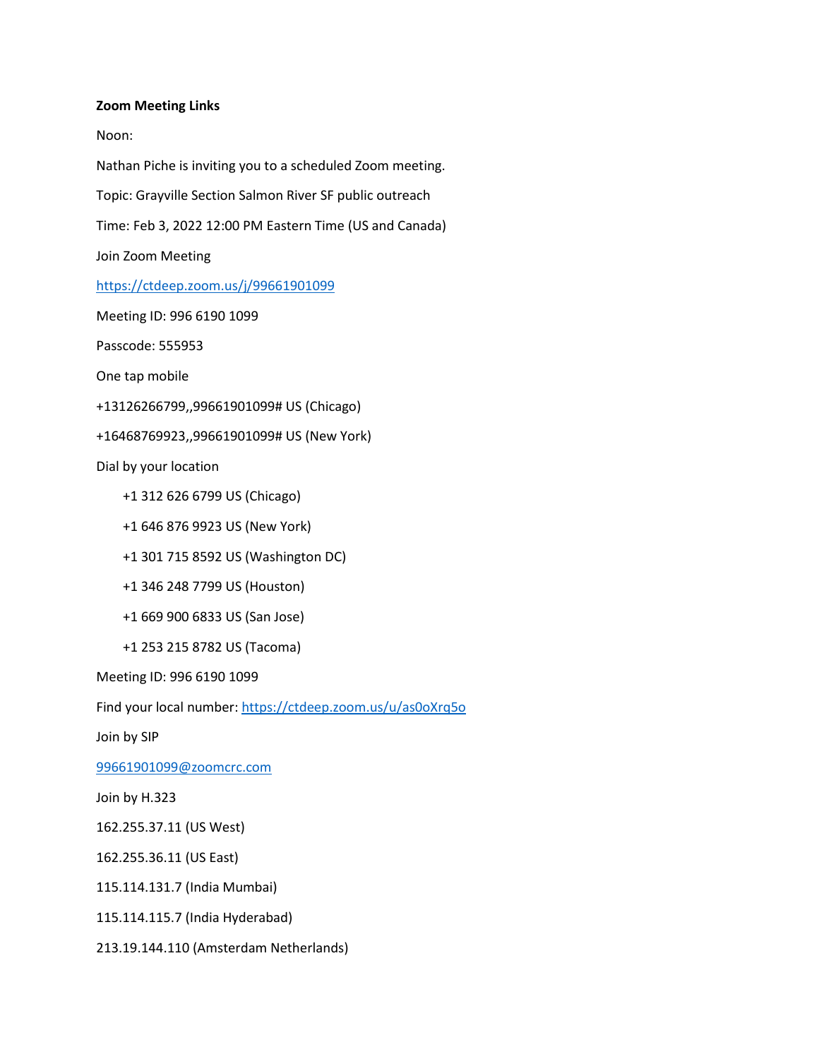**Zoom Meeting Links**

Noon:

Nathan Piche is inviting you to a scheduled Zoom meeting.

Topic: Grayville Section Salmon River SF public outreach

Time: Feb 3, 2022 12:00 PM Eastern Time (US and Canada)

Join Zoom Meeting

https://ctdeep.zoom.us/j/99661901099

Meeting ID: 996 6190 1099

Passcode: 555953

One tap mobile

+13126266799,,99661901099# US (Chicago)

+16468769923,,99661901099# US (New York)

Dial by your location

+1 312 626 6799 US (Chicago)

+1 646 876 9923 US (New York)

+1 301 715 8592 US (Washington DC)

+1 346 248 7799 US (Houston)

+1 669 900 6833 US (San Jose)

+1 253 215 8782 US (Tacoma)

Meeting ID: 996 6190 1099

Find your local number: https://ctdeep.zoom.us/u/as0oXrq5o

Join by SIP

99661901099@zoomcrc.com

Join by H.323

162.255.37.11 (US West)

162.255.36.11 (US East)

115.114.131.7 (India Mumbai)

115.114.115.7 (India Hyderabad)

213.19.144.110 (Amsterdam Netherlands)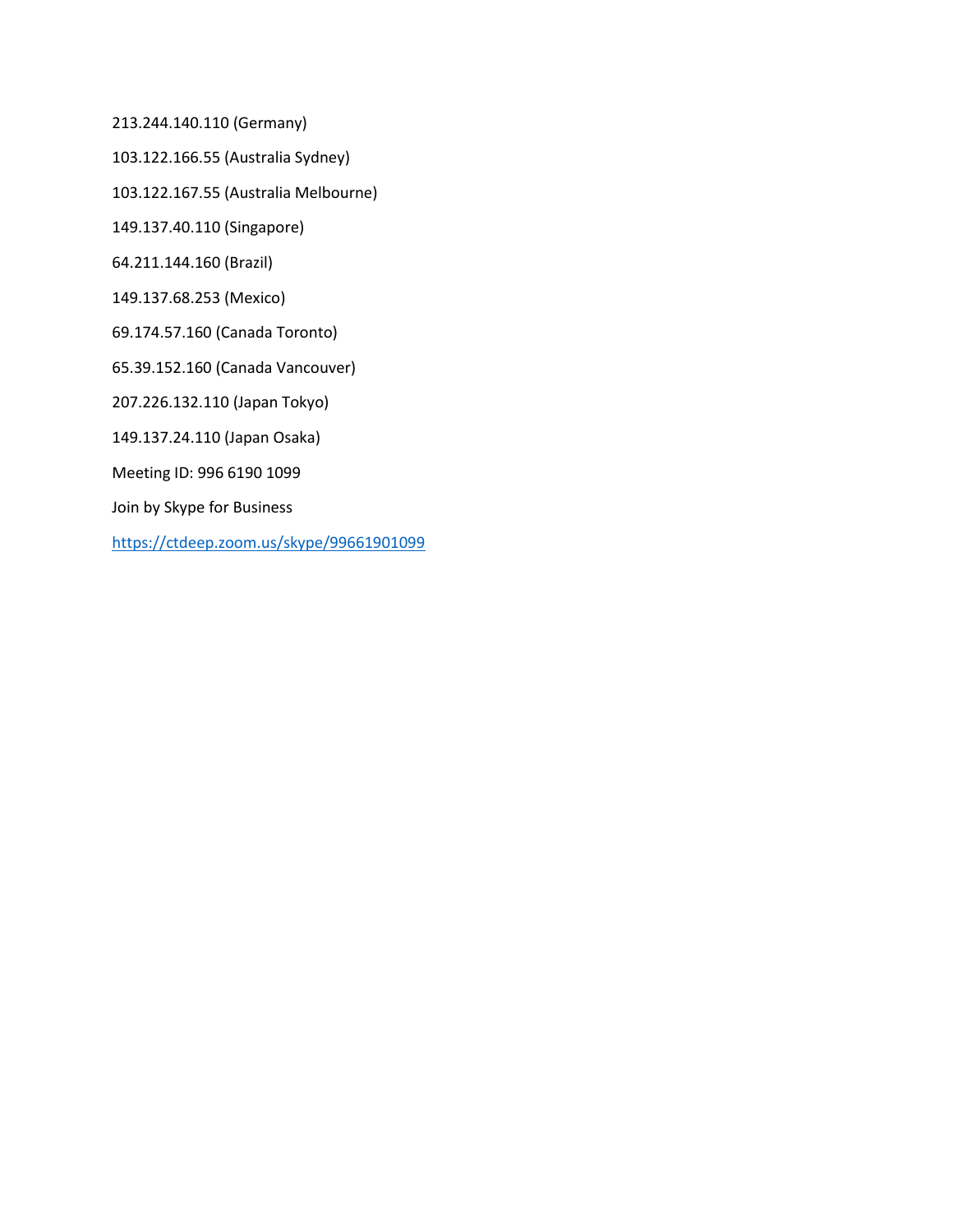213.244.140.110 (Germany)

103.122.166.55 (Australia Sydney)

103.122.167.55 (Australia Melbourne)

149.137.40.110 (Singapore)

64.211.144.160 (Brazil)

149.137.68.253 (Mexico)

69.174.57.160 (Canada Toronto)

65.39.152.160 (Canada Vancouver)

207.226.132.110 (Japan Tokyo)

149.137.24.110 (Japan Osaka)

Meeting ID: 996 6190 1099

Join by Skype for Business

https://ctdeep.zoom.us/skype/99661901099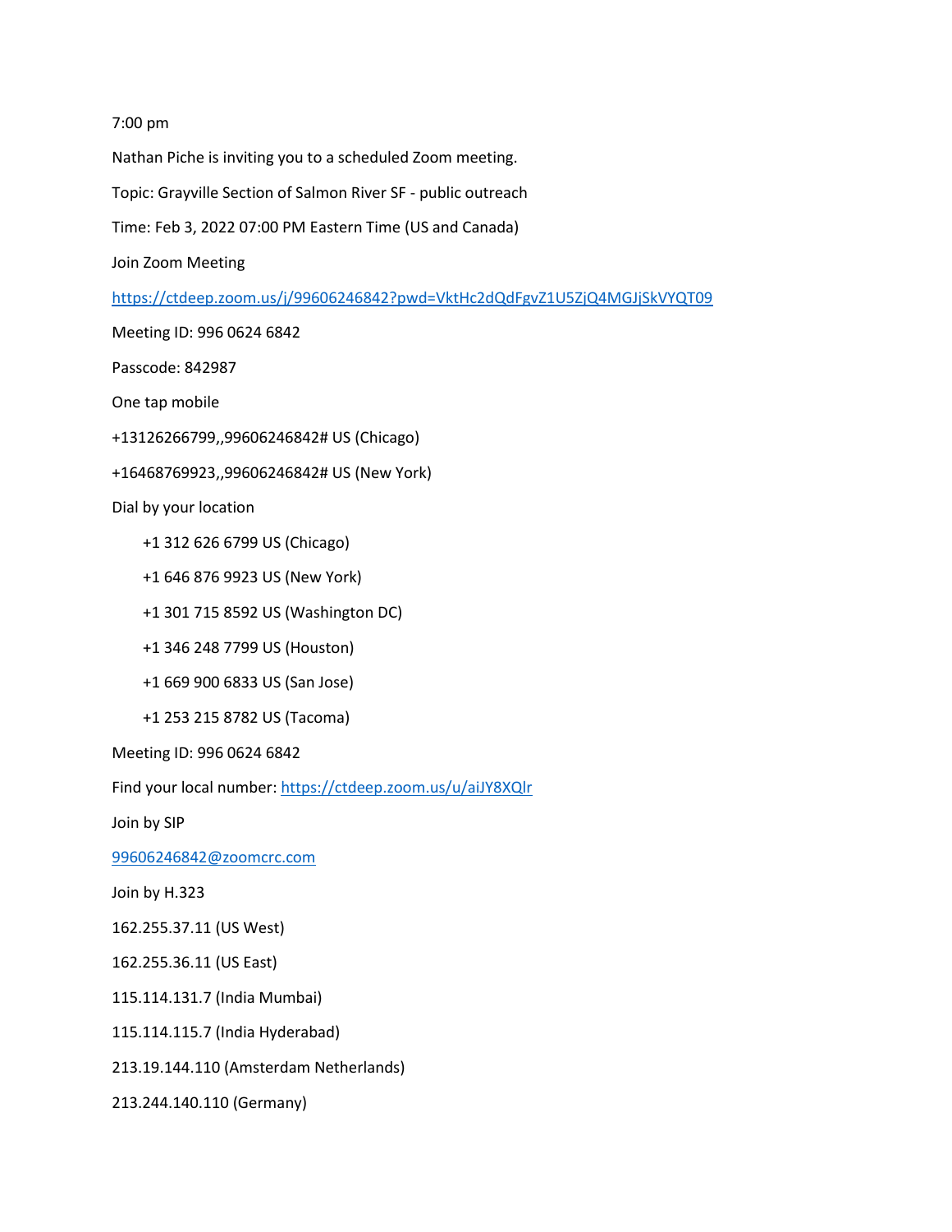7:00 pm

Nathan Piche is inviting you to a scheduled Zoom meeting.

Topic: Grayville Section of Salmon River SF - public outreach

Time: Feb 3, 2022 07:00 PM Eastern Time (US and Canada)

Join Zoom Meeting

https://ctdeep.zoom.us/j/99606246842?pwd=VktHc2dQdFgvZ1U5ZjQ4MGJjSkVYQT09

Meeting ID: 996 0624 6842

Passcode: 842987

One tap mobile

+13126266799,,99606246842# US (Chicago)

+16468769923,,99606246842# US (New York)

Dial by your location

- +1 312 626 6799 US (Chicago)
- +1 646 876 9923 US (New York)
- +1 301 715 8592 US (Washington DC)
- +1 346 248 7799 US (Houston)
- +1 669 900 6833 US (San Jose)
- +1 253 215 8782 US (Tacoma)

Meeting ID: 996 0624 6842

Find your local number: https://ctdeep.zoom.us/u/aiJY8XQlr

Join by SIP

99606246842@zoomcrc.com

Join by H.323

162.255.37.11 (US West)

162.255.36.11 (US East)

115.114.131.7 (India Mumbai)

115.114.115.7 (India Hyderabad)

213.19.144.110 (Amsterdam Netherlands)

213.244.140.110 (Germany)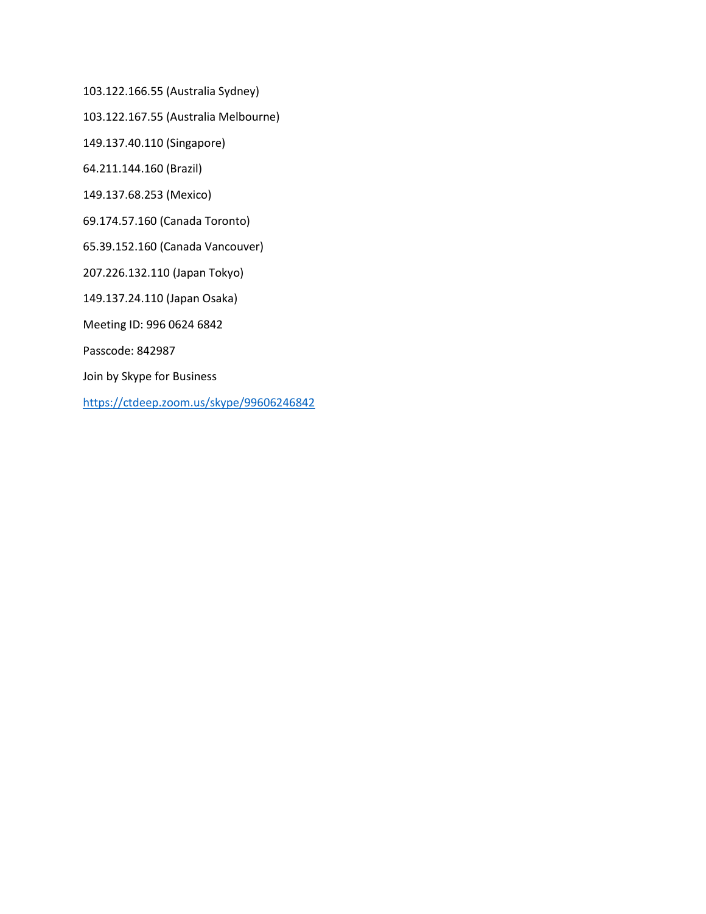103.122.166.55 (Australia Sydney)

103.122.167.55 (Australia Melbourne)

149.137.40.110 (Singapore)

64.211.144.160 (Brazil)

149.137.68.253 (Mexico)

69.174.57.160 (Canada Toronto)

65.39.152.160 (Canada Vancouver)

207.226.132.110 (Japan Tokyo)

149.137.24.110 (Japan Osaka)

Meeting ID: 996 0624 6842

Passcode: 842987

Join by Skype for Business

https://ctdeep.zoom.us/skype/99606246842